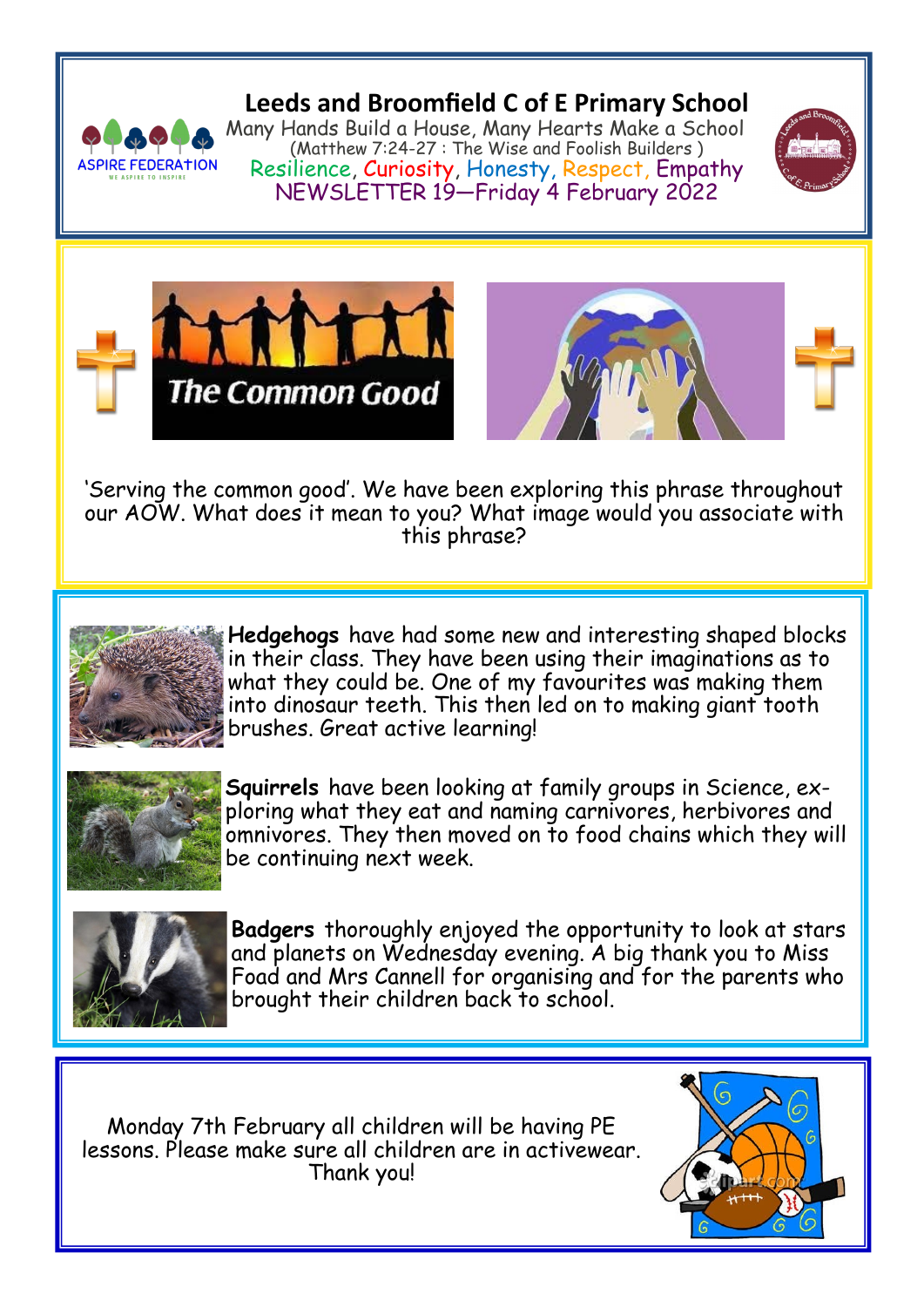# Leeds and Broomfield C of E Primary School

Many Hands Build a House, Many Hearts Make a School
(Matthew 7:24-27 : The Wise and Foolish Builders )
Resilience, Curiosity, Honesty, Respect, Empathy
NEWSLETTER 19—Friday 4 February 2022

The Common Good

'Serving the common good'. We have been exploring this phrase throughout our AOW. What does it mean to you? What image would you associate with this phrase?

**Hedgehogs** have had some new and interesting shaped blocks in their class. They have been using their imaginations as to what they could be. One of my favourites was making them into dinosaur teeth. This then led on to making giant tooth brushes. Great active learning!

**Squirrels** have been looking at family groups in Science, exploring what they eat and naming carnivores, herbivores and omnivores. They then moved on to food chains which they will be continuing next week.

**Badgers** thoroughly enjoyed the opportunity to look at stars and planets on Wednesday evening. A big thank you to Miss Foad and Mrs Cannell for organising and for the parents who brought their children back to school.

Monday 7th February all children will be having PE lessons. Please make sure all children are in activewear. Thank you!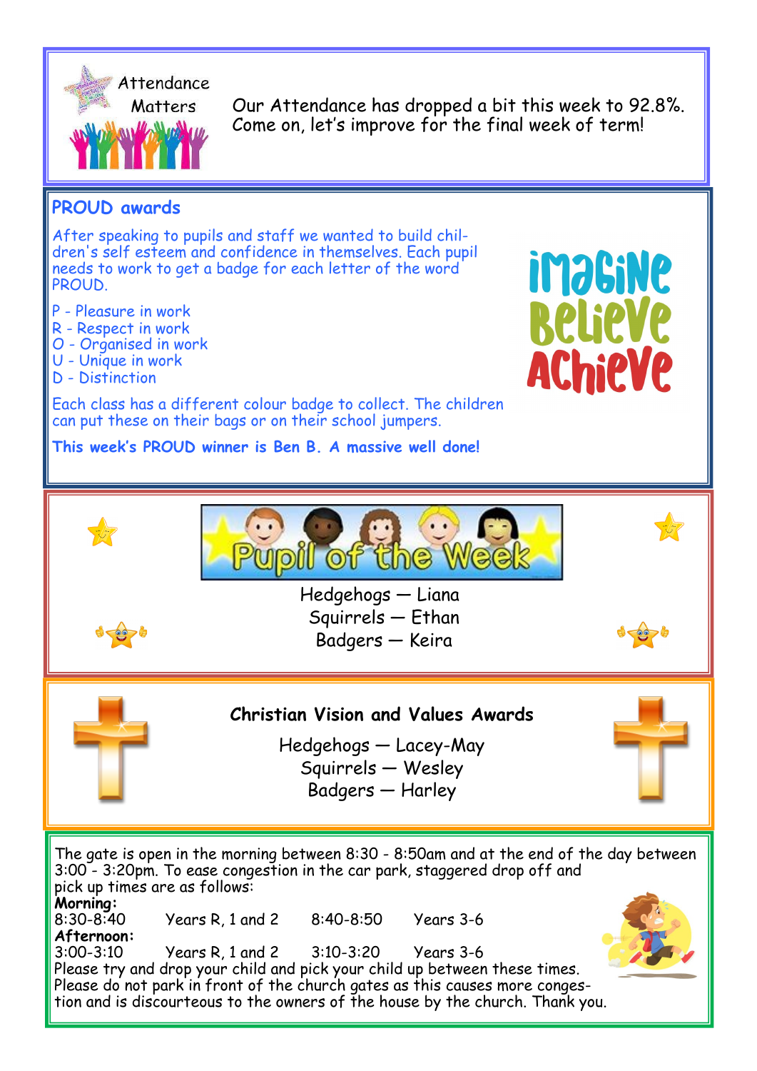Attendance Matters

Our Attendance has dropped a bit this week to 92.8%. Come on, let's improve for the final week of term!

## PROUD awards

After speaking to pupils and staff we wanted to build children's self esteem and confidence in themselves. Each pupil needs to work to get a badge for each letter of the word PROUD.

P - Pleasure in work
R - Respect in work
O - Organised in work
U - Unique in work
D - Distinction

Each class has a different colour badge to collect. The children can put these on their bags or on their school jumpers.

**This week's PROUD winner is Ben B. A massive well done!**

Imagine Believe Achieve

## Pupil of the Week

Hedgehogs — Liana
Squirrels — Ethan
Badgers — Keira

## Christian Vision and Values Awards

Hedgehogs — Lacey-May
Squirrels — Wesley
Badgers — Harley

The gate is open in the morning between 8:30 - 8:50am and at the end of the day between 3:00 - 3:20pm. To ease congestion in the car park, staggered drop off and pick up times are as follows:

**Morning:**
8:30-8:40 Years R, 1 and 2 8:40-8:50 Years 3-6

**Afternoon:**
3:00-3:10 Years R, 1 and 2 3:10-3:20 Years 3-6

Please try and drop your child and pick your child up between these times. Please do not park in front of the church gates as this causes more congestion and is discourteous to the owners of the house by the church. Thank you.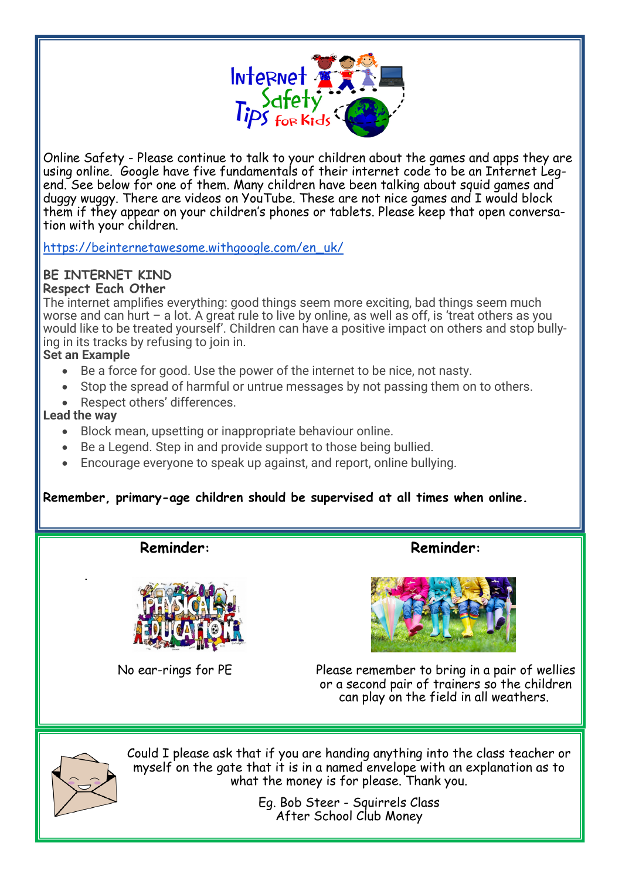# Internet Safety Tips for Kids

Online Safety - Please continue to talk to your children about the games and apps they are using online. Google have five fundamentals of their internet code to be an Internet Legend. See below for one of them. Many children have been talking about squid games and duggy wuggy. There are videos on YouTube. These are not nice games and I would block them if they appear on your children's phones or tablets. Please keep that open conversation with your children.

https://beinternetawesome.withgoogle.com/en_uk/

## BE INTERNET KIND

### Respect Each Other

The internet amplifies everything: good things seem more exciting, bad things seem much worse and can hurt – a lot. A great rule to live by online, as well as off, is 'treat others as you would like to be treated yourself'. Children can have a positive impact on others and stop bullying in its tracks by refusing to join in.

**Set an Example**

- Be a force for good. Use the power of the internet to be nice, not nasty.
- Stop the spread of harmful or untrue messages by not passing them on to others.
- Respect others' differences.

**Lead the way**

- Block mean, upsetting or inappropriate behaviour online.
- Be a Legend. Step in and provide support to those being bullied.
- Encourage everyone to speak up against, and report, online bullying.

**Remember, primary-age children should be supervised at all times when online.**

**Reminder:**

No ear-rings for PE

**Reminder:**

Please remember to bring in a pair of wellies or a second pair of trainers so the children can play on the field in all weathers.

Could I please ask that if you are handing anything into the class teacher or myself on the gate that it is in a named envelope with an explanation as to what the money is for please. Thank you.

Eg. Bob Steer - Squirrels Class
After School Club Money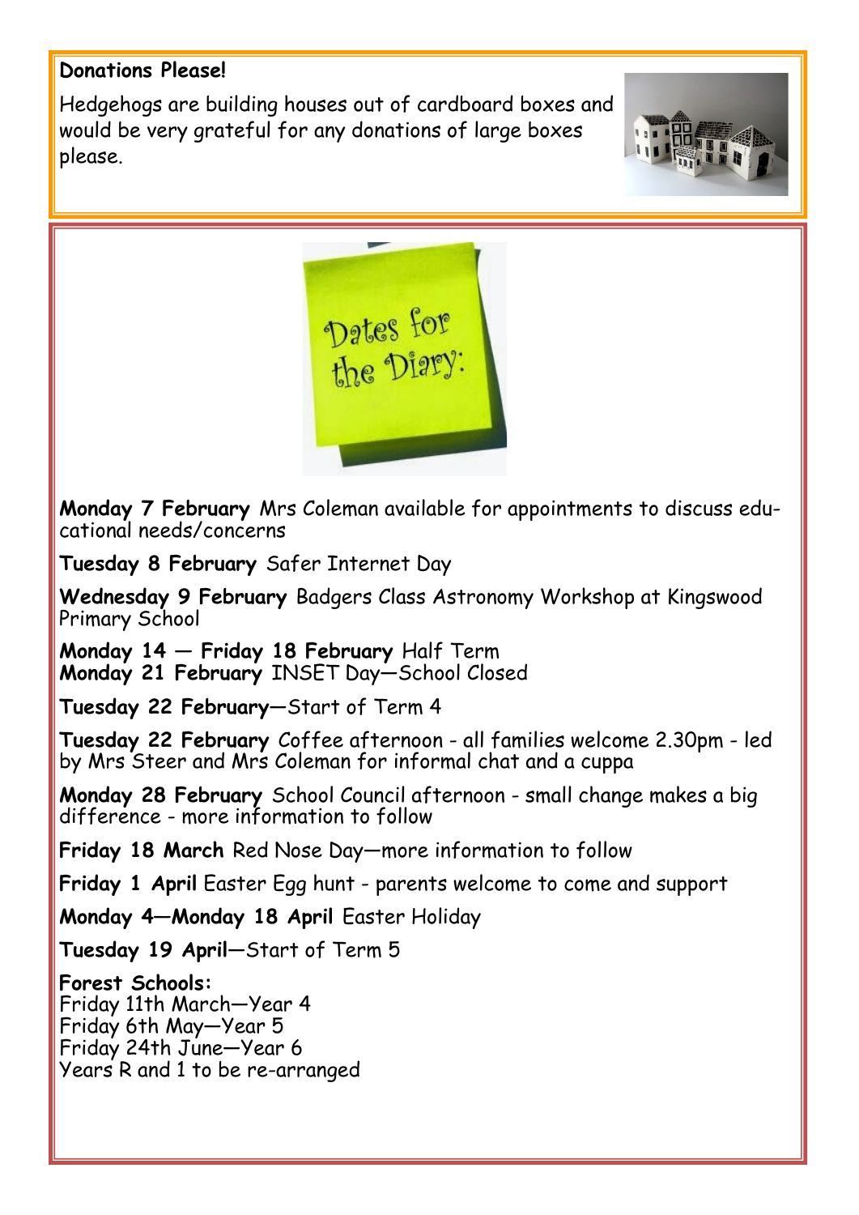**Donations Please!**

Hedgehogs are building houses out of cardboard boxes and would be very grateful for any donations of large boxes please.

## Dates for the Diary:

**Monday 7 February** Mrs Coleman available for appointments to discuss educational needs/concerns

**Tuesday 8 February** Safer Internet Day

**Wednesday 9 February** Badgers Class Astronomy Workshop at Kingswood Primary School

**Monday 14 — Friday 18 February** Half Term
**Monday 21 February** INSET Day—School Closed

**Tuesday 22 February**—Start of Term 4

**Tuesday 22 February** Coffee afternoon - all families welcome 2.30pm - led by Mrs Steer and Mrs Coleman for informal chat and a cuppa

**Monday 28 February** School Council afternoon - small change makes a big difference - more information to follow

**Friday 18 March** Red Nose Day—more information to follow

**Friday 1 April** Easter Egg hunt - parents welcome to come and support

**Monday 4—Monday 18 April** Easter Holiday

**Tuesday 19 April**—Start of Term 5

**Forest Schools:**
Friday 11th March—Year 4
Friday 6th May—Year 5
Friday 24th June—Year 6
Years R and 1 to be re-arranged